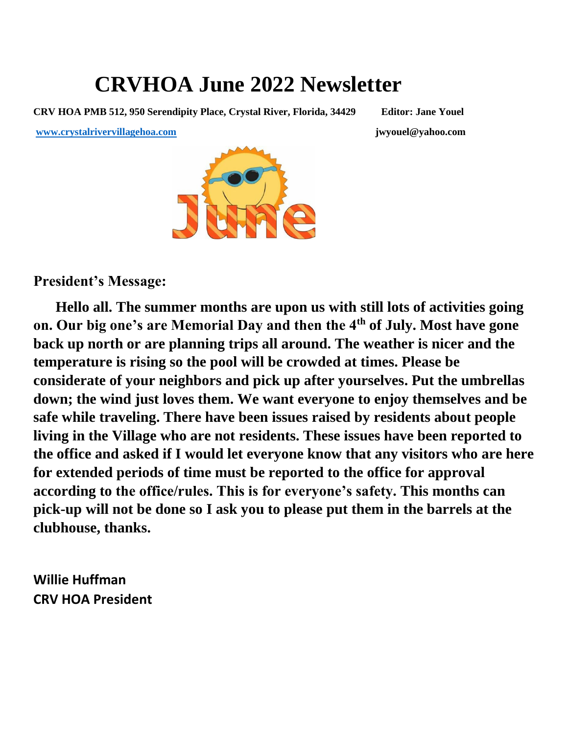# CRVHOA June 2022 Newsletter

**CRV HOA PMB 512, 950 Serendipity Place, Crystal River, Florida, 34429** **Editor: Jane Youel**

**www.crystalrivervillagehoa.com** **jwyouel@yahoo.com**

## President's Message:

**Hello all. The summer months are upon us with still lots of activities going on. Our big one's are Memorial Day and then the 4th of July. Most have gone back up north or are planning trips all around. The weather is nicer and the temperature is rising so the pool will be crowded at times. Please be considerate of your neighbors and pick up after yourselves. Put the umbrellas down; the wind just loves them. We want everyone to enjoy themselves and be safe while traveling. There have been issues raised by residents about people living in the Village who are not residents. These issues have been reported to the office and asked if I would let everyone know that any visitors who are here for extended periods of time must be reported to the office for approval according to the office/rules. This is for everyone's safety. This months can pick-up will not be done so I ask you to please put them in the barrels at the clubhouse, thanks.**

**Willie Huffman**
**CRV HOA President**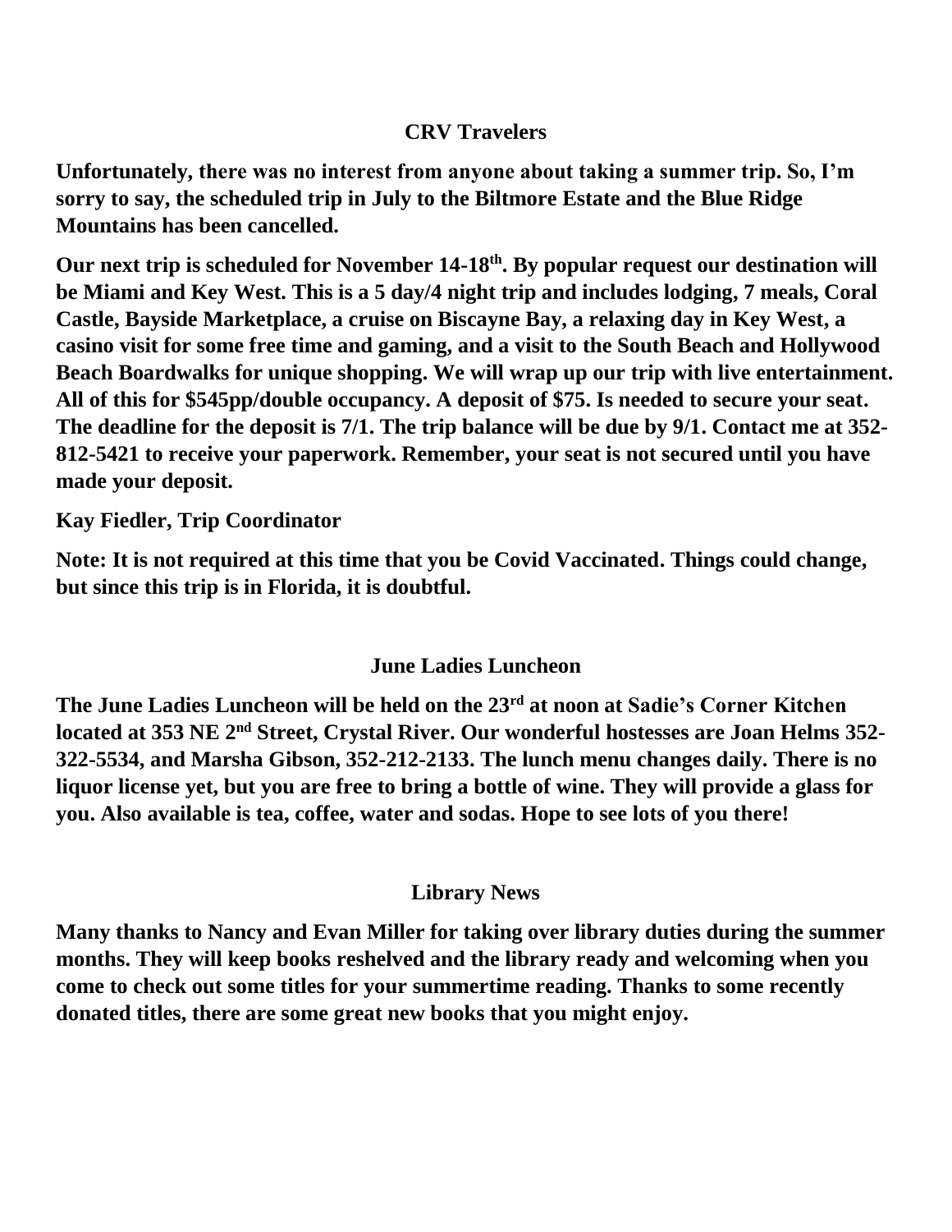## CRV Travelers

**Unfortunately, there was no interest from anyone about taking a summer trip. So, I'm sorry to say, the scheduled trip in July to the Biltmore Estate and the Blue Ridge Mountains has been cancelled.**

**Our next trip is scheduled for November 14-18th. By popular request our destination will be Miami and Key West. This is a 5 day/4 night trip and includes lodging, 7 meals, Coral Castle, Bayside Marketplace, a cruise on Biscayne Bay, a relaxing day in Key West, a casino visit for some free time and gaming, and a visit to the South Beach and Hollywood Beach Boardwalks for unique shopping. We will wrap up our trip with live entertainment. All of this for $545pp/double occupancy. A deposit of $75. Is needed to secure your seat. The deadline for the deposit is 7/1. The trip balance will be due by 9/1. Contact me at 352-812-5421 to receive your paperwork. Remember, your seat is not secured until you have made your deposit.**

**Kay Fiedler, Trip Coordinator**

**Note: It is not required at this time that you be Covid Vaccinated. Things could change, but since this trip is in Florida, it is doubtful.**

## June Ladies Luncheon

**The June Ladies Luncheon will be held on the 23rd at noon at Sadie's Corner Kitchen located at 353 NE 2nd Street, Crystal River. Our wonderful hostesses are Joan Helms 352-322-5534, and Marsha Gibson, 352-212-2133. The lunch menu changes daily. There is no liquor license yet, but you are free to bring a bottle of wine. They will provide a glass for you. Also available is tea, coffee, water and sodas. Hope to see lots of you there!**

## Library News

**Many thanks to Nancy and Evan Miller for taking over library duties during the summer months. They will keep books reshelved and the library ready and welcoming when you come to check out some titles for your summertime reading. Thanks to some recently donated titles, there are some great new books that you might enjoy.**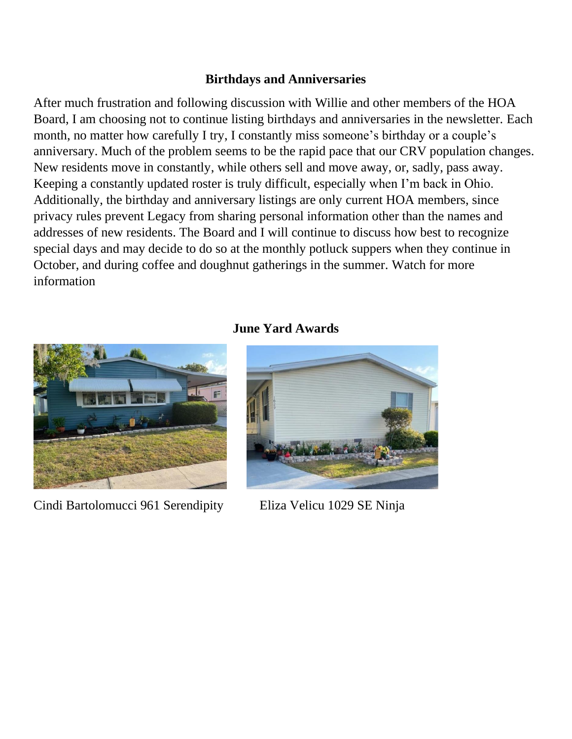### Birthdays and Anniversaries

After much frustration and following discussion with Willie and other members of the HOA Board, I am choosing not to continue listing birthdays and anniversaries in the newsletter. Each month, no matter how carefully I try, I constantly miss someone's birthday or a couple's anniversary. Much of the problem seems to be the rapid pace that our CRV population changes. New residents move in constantly, while others sell and move away, or, sadly, pass away. Keeping a constantly updated roster is truly difficult, especially when I'm back in Ohio. Additionally, the birthday and anniversary listings are only current HOA members, since privacy rules prevent Legacy from sharing personal information other than the names and addresses of new residents. The Board and I will continue to discuss how best to recognize special days and may decide to do so at the monthly potluck suppers when they continue in October, and during coffee and doughnut gatherings in the summer. Watch for more information

### June Yard Awards

Cindi Bartolomucci 961 Serendipity

Eliza Velicu 1029 SE Ninja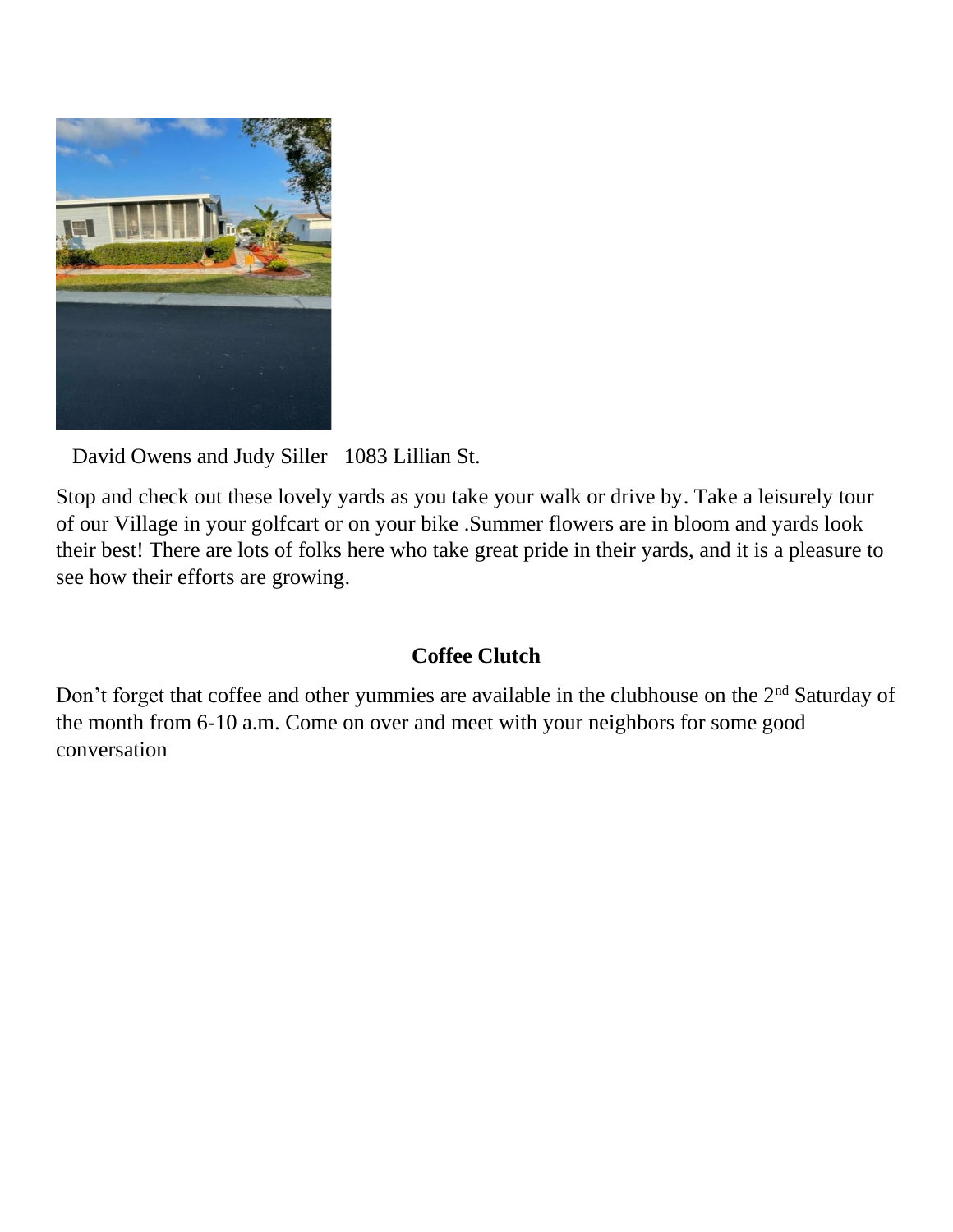David Owens and Judy Siller   1083 Lillian St.

Stop and check out these lovely yards as you take your walk or drive by. Take a leisurely tour of our Village in your golfcart or on your bike .Summer flowers are in bloom and yards look their best! There are lots of folks here who take great pride in their yards, and it is a pleasure to see how their efforts are growing.

## Coffee Clutch

Don't forget that coffee and other yummies are available in the clubhouse on the 2nd Saturday of the month from 6-10 a.m. Come on over and meet with your neighbors for some good conversation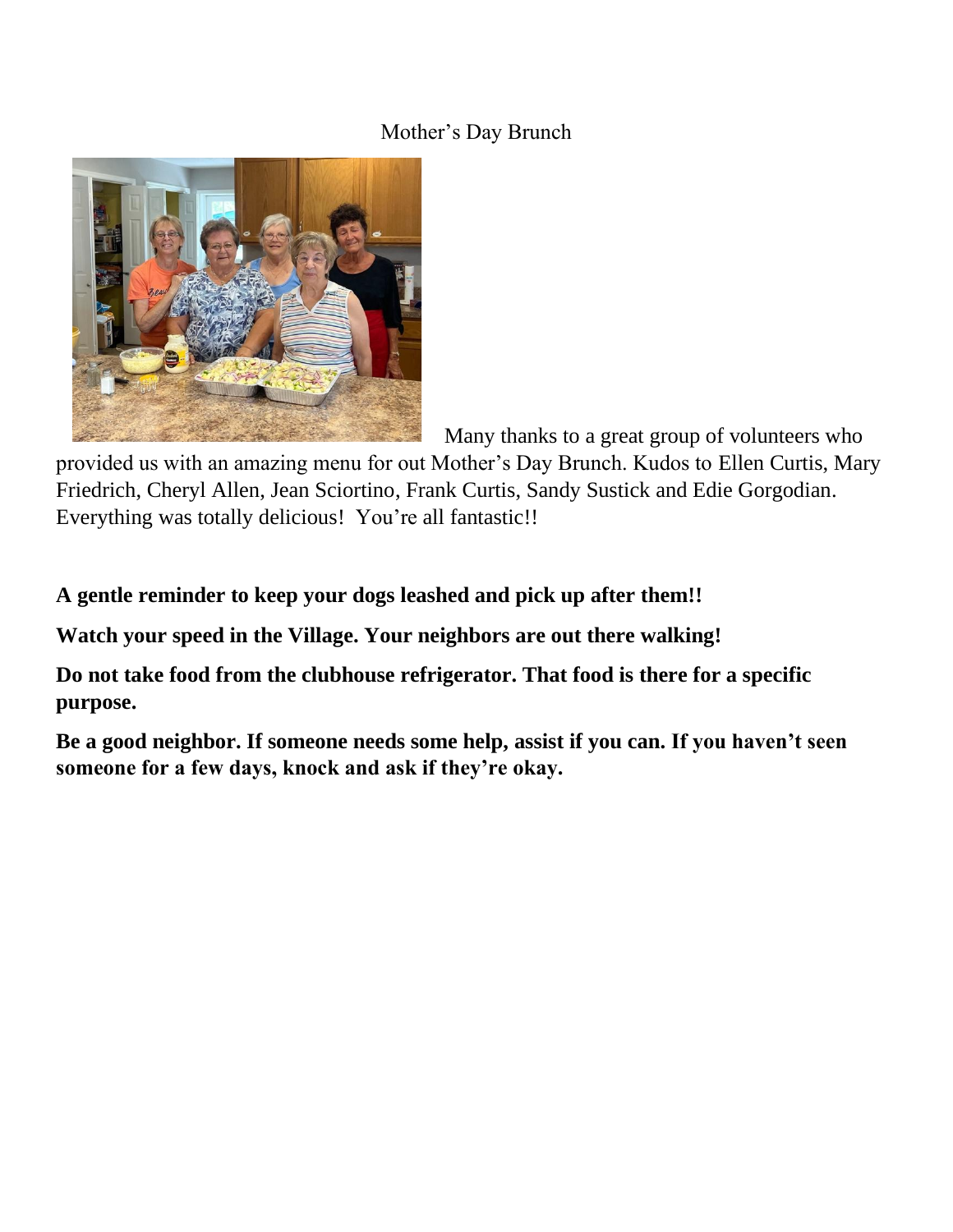Mother's Day Brunch

Many thanks to a great group of volunteers who provided us with an amazing menu for out Mother's Day Brunch. Kudos to Ellen Curtis, Mary Friedrich, Cheryl Allen, Jean Sciortino, Frank Curtis, Sandy Sustick and Edie Gorgodian. Everything was totally delicious! You're all fantastic!!

**A gentle reminder to keep your dogs leashed and pick up after them!!**

**Watch your speed in the Village. Your neighbors are out there walking!**

**Do not take food from the clubhouse refrigerator. That food is there for a specific purpose.**

**Be a good neighbor. If someone needs some help, assist if you can. If you haven't seen someone for a few days, knock and ask if they're okay.**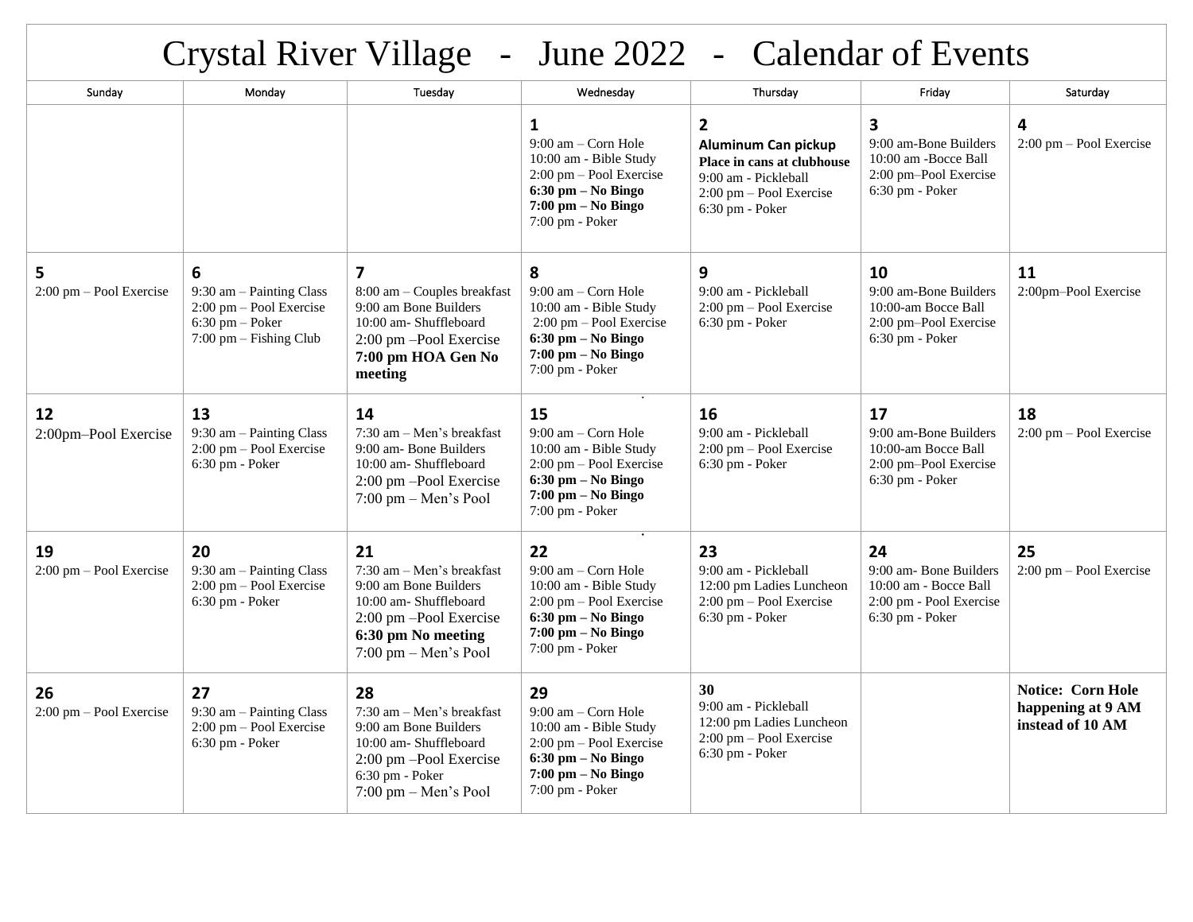# Crystal River Village - June 2022 - Calendar of Events

| Sunday | Monday | Tuesday | Wednesday | Thursday | Friday | Saturday |
|---|---|---|---|---|---|---|
| | | | **1**<br>9:00 am – Corn Hole<br>10:00 am - Bible Study<br>2:00 pm – Pool Exercise<br>**6:30 pm – No Bingo**<br>**7:00 pm – No Bingo**<br>7:00 pm - Poker | **2**<br>**Aluminum Can pickup**<br>**Place in cans at clubhouse**<br>9:00 am - Pickleball<br>2:00 pm – Pool Exercise<br>6:30 pm - Poker | **3**<br>9:00 am-Bone Builders<br>10:00 am -Bocce Ball<br>2:00 pm–Pool Exercise<br>6:30 pm - Poker | **4**<br>2:00 pm – Pool Exercise |
| **5**<br>2:00 pm – Pool Exercise | **6**<br>9:30 am – Painting Class<br>2:00 pm – Pool Exercise<br>6:30 pm – Poker<br>7:00 pm – Fishing Club | **7**<br>8:00 am – Couples breakfast<br>9:00 am Bone Builders<br>10:00 am- Shuffleboard<br>2:00 pm –Pool Exercise<br>**7:00 pm HOA Gen No meeting** | **8**<br>9:00 am – Corn Hole<br>10:00 am - Bible Study<br>2:00 pm – Pool Exercise<br>**6:30 pm – No Bingo**<br>**7:00 pm – No Bingo**<br>7:00 pm - Poker | **9**<br>9:00 am - Pickleball<br>2:00 pm – Pool Exercise<br>6:30 pm - Poker | **10**<br>9:00 am-Bone Builders<br>10:00-am Bocce Ball<br>2:00 pm–Pool Exercise<br>6:30 pm - Poker | **11**<br>2:00pm–Pool Exercise |
| **12**<br>2:00pm–Pool Exercise | **13**<br>9:30 am – Painting Class<br>2:00 pm – Pool Exercise<br>6:30 pm - Poker | **14**<br>7:30 am – Men's breakfast<br>9:00 am- Bone Builders<br>10:00 am- Shuffleboard<br>2:00 pm –Pool Exercise<br>7:00 pm – Men's Pool | **15**<br>9:00 am – Corn Hole<br>10:00 am - Bible Study<br>2:00 pm – Pool Exercise<br>**6:30 pm – No Bingo**<br>**7:00 pm – No Bingo**<br>7:00 pm - Poker | **16**<br>9:00 am - Pickleball<br>2:00 pm – Pool Exercise<br>6:30 pm - Poker | **17**<br>9:00 am-Bone Builders<br>10:00-am Bocce Ball<br>2:00 pm–Pool Exercise<br>6:30 pm - Poker | **18**<br>2:00 pm – Pool Exercise |
| **19**<br>2:00 pm – Pool Exercise | **20**<br>9:30 am – Painting Class<br>2:00 pm – Pool Exercise<br>6:30 pm - Poker | **21**<br>7:30 am – Men's breakfast<br>9:00 am Bone Builders<br>10:00 am- Shuffleboard<br>2:00 pm –Pool Exercise<br>**6:30 pm No meeting**<br>7:00 pm – Men's Pool | **22**<br>9:00 am – Corn Hole<br>10:00 am - Bible Study<br>2:00 pm – Pool Exercise<br>**6:30 pm – No Bingo**<br>**7:00 pm – No Bingo**<br>7:00 pm - Poker | **23**<br>9:00 am - Pickleball<br>12:00 pm Ladies Luncheon<br>2:00 pm – Pool Exercise<br>6:30 pm - Poker | **24**<br>9:00 am- Bone Builders<br>10:00 am - Bocce Ball<br>2:00 pm - Pool Exercise<br>6:30 pm - Poker | **25**<br>2:00 pm – Pool Exercise |
| **26**<br>2:00 pm – Pool Exercise | **27**<br>9:30 am – Painting Class<br>2:00 pm – Pool Exercise<br>6:30 pm - Poker | **28**<br>7:30 am – Men's breakfast<br>9:00 am Bone Builders<br>10:00 am- Shuffleboard<br>2:00 pm –Pool Exercise<br>6:30 pm - Poker<br>7:00 pm – Men's Pool | **29**<br>9:00 am – Corn Hole<br>10:00 am - Bible Study<br>2:00 pm – Pool Exercise<br>**6:30 pm – No Bingo**<br>**7:00 pm – No Bingo**<br>7:00 pm - Poker | **30**<br>9:00 am - Pickleball<br>12:00 pm Ladies Luncheon<br>2:00 pm – Pool Exercise<br>6:30 pm - Poker | | **Notice: Corn Hole happening at 9 AM instead of 10 AM** |